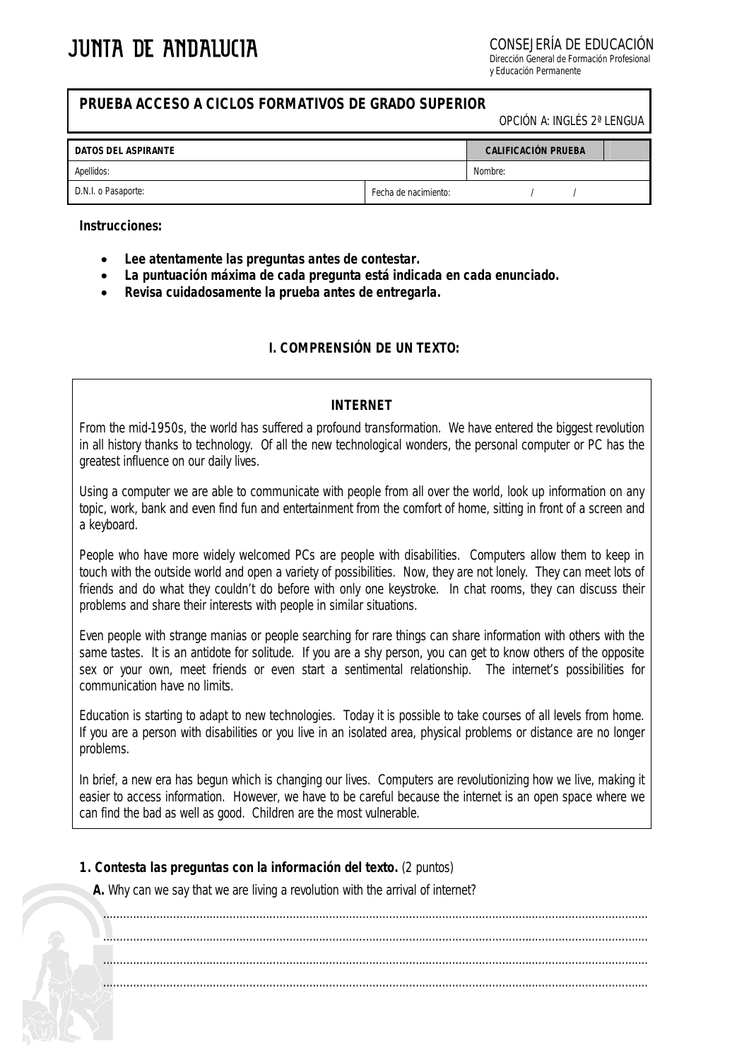# JUNTA DE ANDALUCIA

CONSEJERÍA DE EDUCACIÓN
Dirección General de Formación Profesional
y Educación Permanente

**PRUEBA ACCESO A CICLOS FORMATIVOS DE GRADO SUPERIOR**

OPCIÓN A: INGLÉS 2ª LENGUA

| DATOS DEL ASPIRANTE | | CALIFICACIÓN PRUEBA | |
|---|---|---|---|
| Apellidos: | | Nombre: | |
| D.N.I. o Pasaporte: | Fecha de nacimiento: | / / | |

**Instrucciones:**

- ***Lee atentamente las preguntas antes de contestar.***
- ***La puntuación máxima de cada pregunta está indicada en cada enunciado.***
- ***Revisa cuidadosamente la prueba antes de entregarla.***

## I. COMPRENSIÓN DE UN TEXTO:

### INTERNET

From the mid-1950s, the world has suffered a profound transformation. We have entered the biggest revolution in all history thanks to technology. Of all the new technological wonders, the personal computer or PC has the greatest influence on our daily lives.

Using a computer we are able to communicate with people from all over the world, look up information on any topic, work, bank and even find fun and entertainment from the comfort of home, sitting in front of a screen and a keyboard.

People who have more widely welcomed PCs are people with disabilities. Computers allow them to keep in touch with the outside world and open a variety of possibilities. Now, they are not lonely. They can meet lots of friends and do what they couldn't do before with only one keystroke. In chat rooms, they can discuss their problems and share their interests with people in similar situations.

Even people with strange manias or people searching for rare things can share information with others with the same tastes. It is an antidote for solitude. If you are a shy person, you can get to know others of the opposite sex or your own, meet friends or even start a sentimental relationship. The internet's possibilities for communication have no limits.

Education is starting to adapt to new technologies. Today it is possible to take courses of all levels from home. If you are a person with disabilities or you live in an isolated area, physical problems or distance are no longer problems.

In brief, a new era has begun which is changing our lives. Computers are revolutionizing how we live, making it easier to access information. However, we have to be careful because the internet is an open space where we can find the bad as well as good. Children are the most vulnerable.

**1. Contesta las preguntas con la información del texto.** (2 puntos)

**A.** Why can we say that we are living a revolution with the arrival of internet?

..................................................................................................................................................................

..................................................................................................................................................................

..................................................................................................................................................................

..................................................................................................................................................................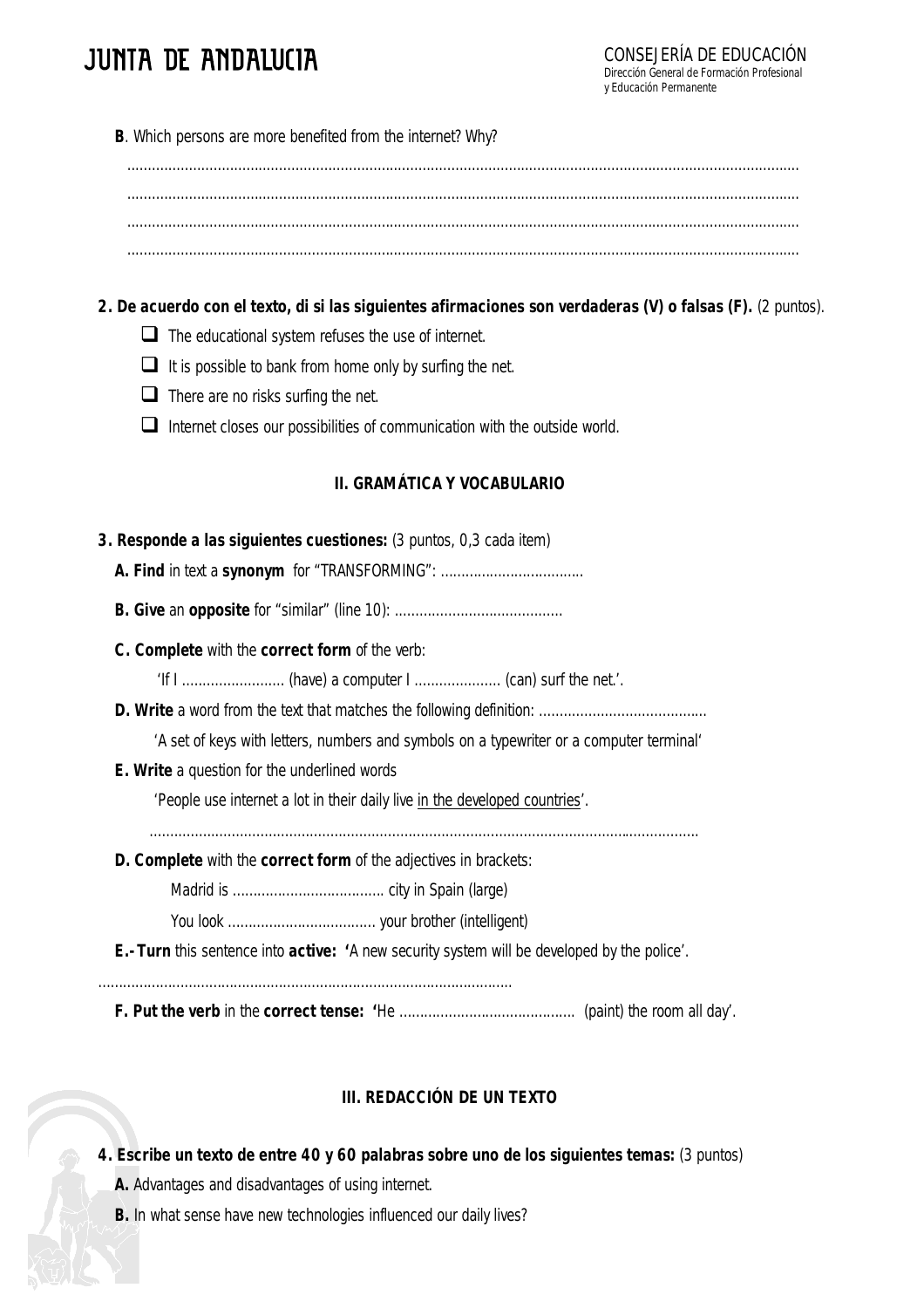**B**. Which persons are more benefited from the internet? Why?

..........................................................................................................................................................

..........................................................................................................................................................

..........................................................................................................................................................

..........................................................................................................................................................

**2. De acuerdo con el texto, di si las siguientes afirmaciones son verdaderas (V) o falsas (F).** (2 puntos).

- ☐ The educational system refuses the use of internet.
- ☐ It is possible to bank from home only by surfing the net.
- ☐ There are no risks surfing the net.
- ☐ Internet closes our possibilities of communication with the outside world.

## II. GRAMÁTICA Y VOCABULARIO

**3. Responde a las siguientes cuestiones:** (3 puntos, 0,3 cada item)

**A. Find** in text a **synonym** for "TRANSFORMING": ...................................

**B. Give** an **opposite** for "similar" (line 10): .........................................

**C. Complete** with the **correct form** of the verb:

'If I ......................... (have) a computer I ..................... (can) surf the net.'.

**D. Write** a word from the text that matches the following definition: .........................................

'A set of keys with letters, numbers and symbols on a typewriter or a computer terminal'

**E. Write** a question for the underlined words

'People use internet a lot in their daily live <u>in the developed countries</u>'.

.....................................................................................................................................

**D. Complete** with the **correct form** of the adjectives in brackets:

Madrid is ..................................... city in Spain (large)

You look .................................... your brother (intelligent)

**E.- Turn** this sentence into **active: '**A new security system will be developed by the police'.

....................................................................................................

**F. Put the verb** in the **correct tense: '**He ........................................... (paint) the room all day'.

## III. REDACCIÓN DE UN TEXTO

**4. Escribe un texto de entre 40 y 60 palabras sobre uno de los siguientes temas:** (3 puntos)

**A.** Advantages and disadvantages of using internet.

**B.** In what sense have new technologies influenced our daily lives?